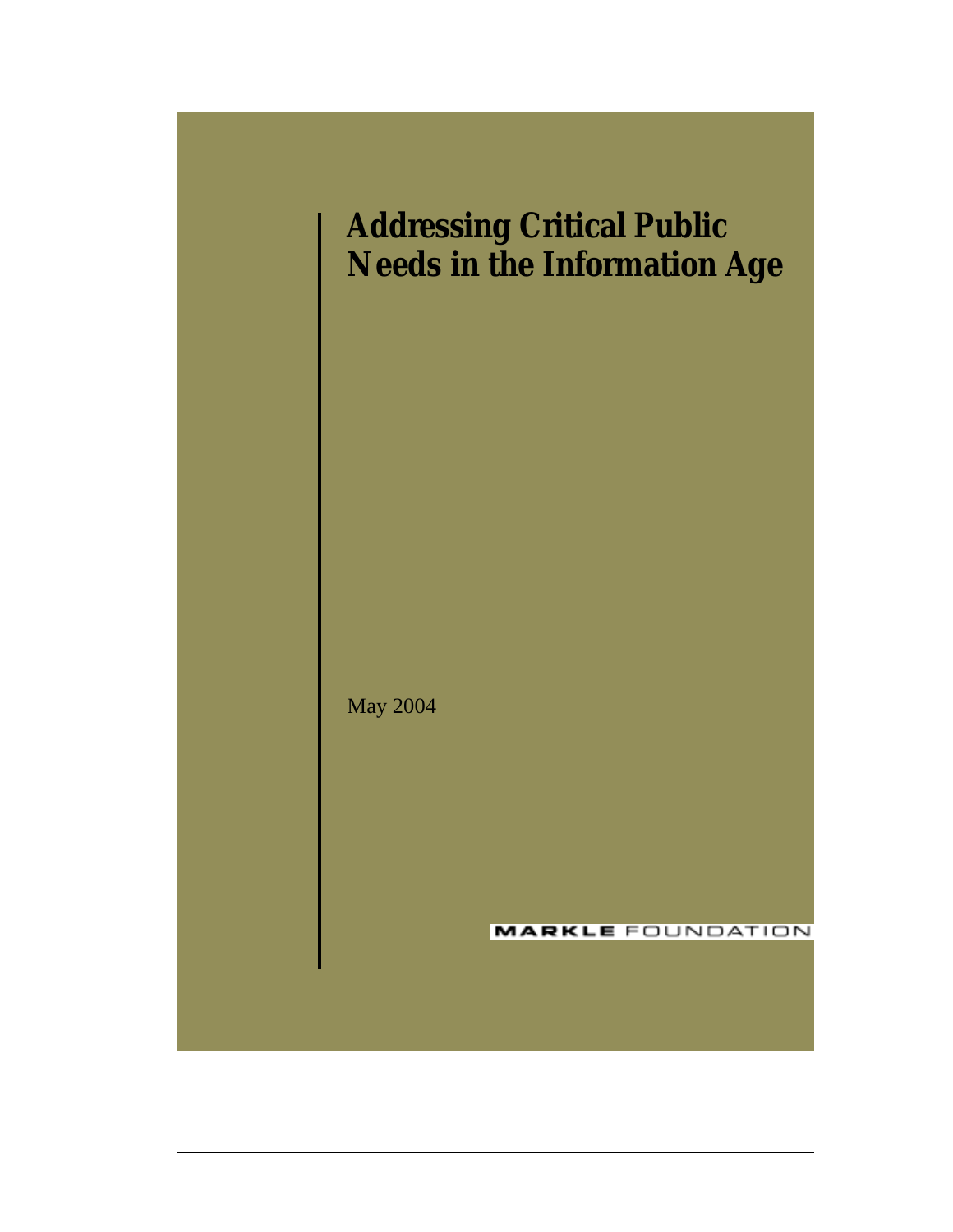# Addressing Critical Public Needs in the Information Age

May 2004

MARKLE FOUNDATION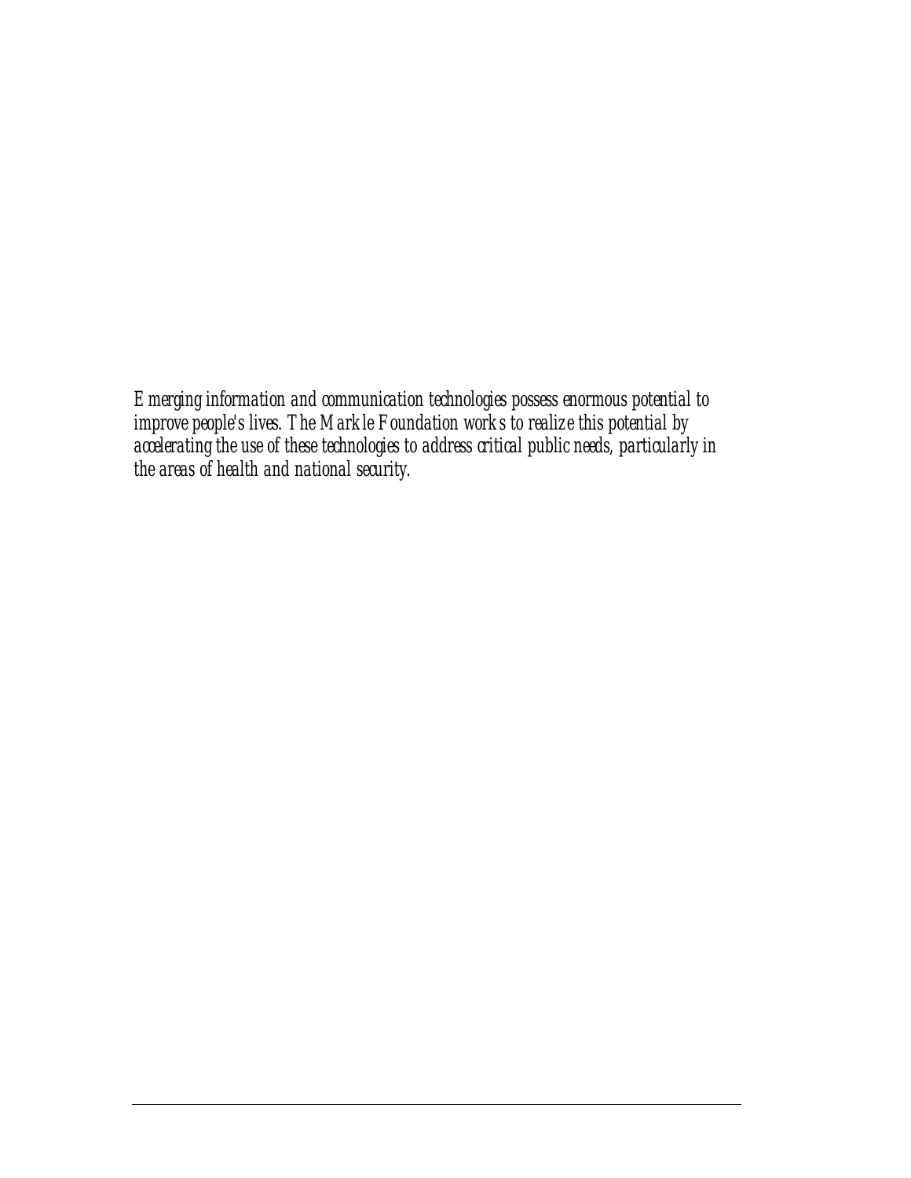*Emerging information and communication technologies possess enormous potential to improve people's lives. The Markle Foundation works to realize this potential by accelerating the use of these technologies to address critical public needs, particularly in the areas of health and national security.*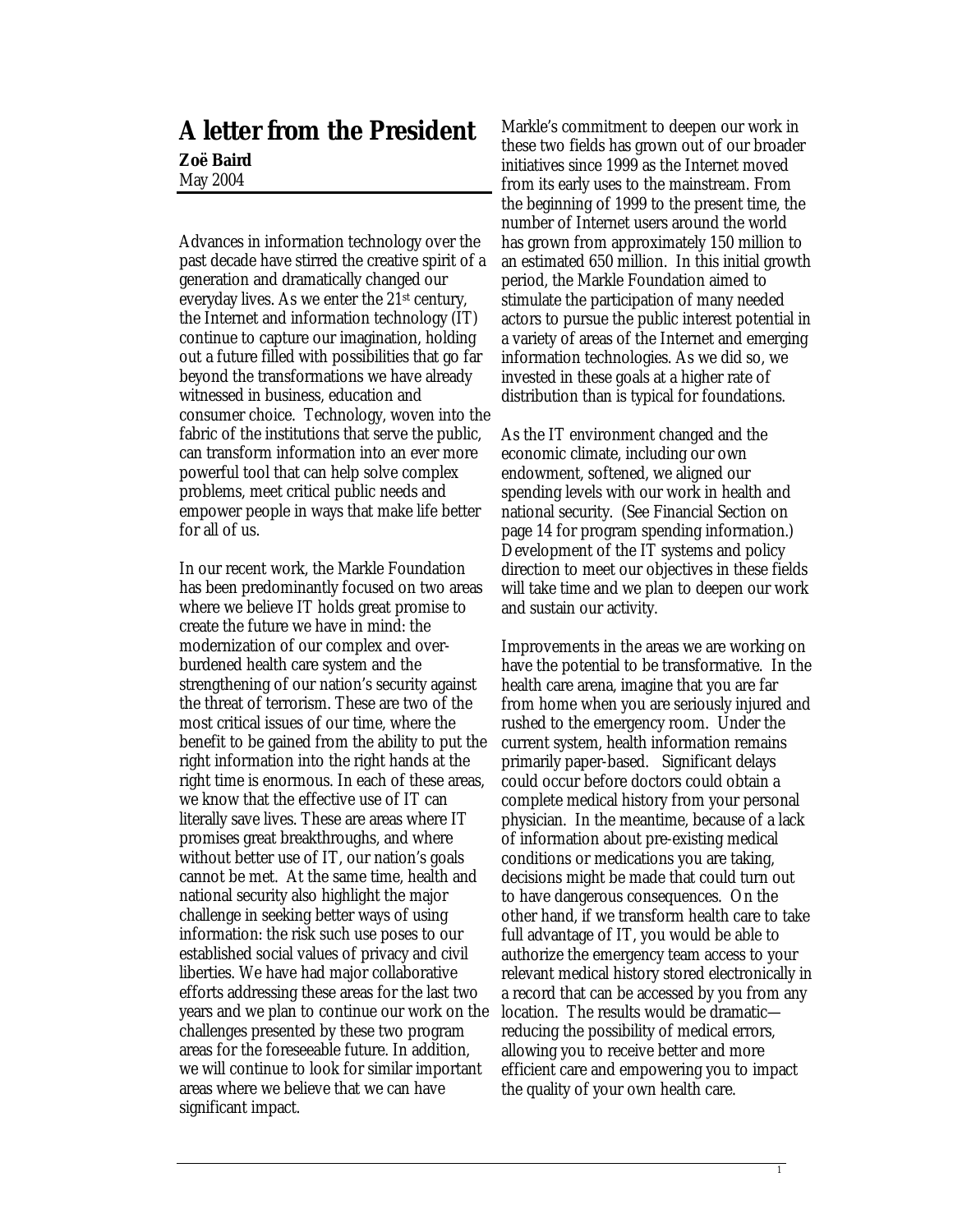# A letter from the President

**Zoë Baird**
May 2004

Advances in information technology over the past decade have stirred the creative spirit of a generation and dramatically changed our everyday lives. As we enter the 21st century, the Internet and information technology (IT) continue to capture our imagination, holding out a future filled with possibilities that go far beyond the transformations we have already witnessed in business, education and consumer choice. Technology, woven into the fabric of the institutions that serve the public, can transform information into an ever more powerful tool that can help solve complex problems, meet critical public needs and empower people in ways that make life better for all of us.

In our recent work, the Markle Foundation has been predominantly focused on two areas where we believe IT holds great promise to create the future we have in mind: the modernization of our complex and over-burdened health care system and the strengthening of our nation's security against the threat of terrorism. These are two of the most critical issues of our time, where the benefit to be gained from the ability to put the right information into the right hands at the right time is enormous. In each of these areas, we know that the effective use of IT can literally save lives. These are areas where IT promises great breakthroughs, and where without better use of IT, our nation's goals cannot be met. At the same time, health and national security also highlight the major challenge in seeking better ways of using information: the risk such use poses to our established social values of privacy and civil liberties. We have had major collaborative efforts addressing these areas for the last two years and we plan to continue our work on the challenges presented by these two program areas for the foreseeable future. In addition, we will continue to look for similar important areas where we believe that we can have significant impact.

Markle's commitment to deepen our work in these two fields has grown out of our broader initiatives since 1999 as the Internet moved from its early uses to the mainstream. From the beginning of 1999 to the present time, the number of Internet users around the world has grown from approximately 150 million to an estimated 650 million. In this initial growth period, the Markle Foundation aimed to stimulate the participation of many needed actors to pursue the public interest potential in a variety of areas of the Internet and emerging information technologies. As we did so, we invested in these goals at a higher rate of distribution than is typical for foundations.

As the IT environment changed and the economic climate, including our own endowment, softened, we aligned our spending levels with our work in health and national security. (See Financial Section on page 14 for program spending information.) Development of the IT systems and policy direction to meet our objectives in these fields will take time and we plan to deepen our work and sustain our activity.

Improvements in the areas we are working on have the potential to be transformative. In the health care arena, imagine that you are far from home when you are seriously injured and rushed to the emergency room. Under the current system, health information remains primarily paper-based. Significant delays could occur before doctors could obtain a complete medical history from your personal physician. In the meantime, because of a lack of information about pre-existing medical conditions or medications you are taking, decisions might be made that could turn out to have dangerous consequences. On the other hand, if we transform health care to take full advantage of IT, you would be able to authorize the emergency team access to your relevant medical history stored electronically in a record that can be accessed by you from any location. The results would be dramatic—reducing the possibility of medical errors, allowing you to receive better and more efficient care and empowering you to impact the quality of your own health care.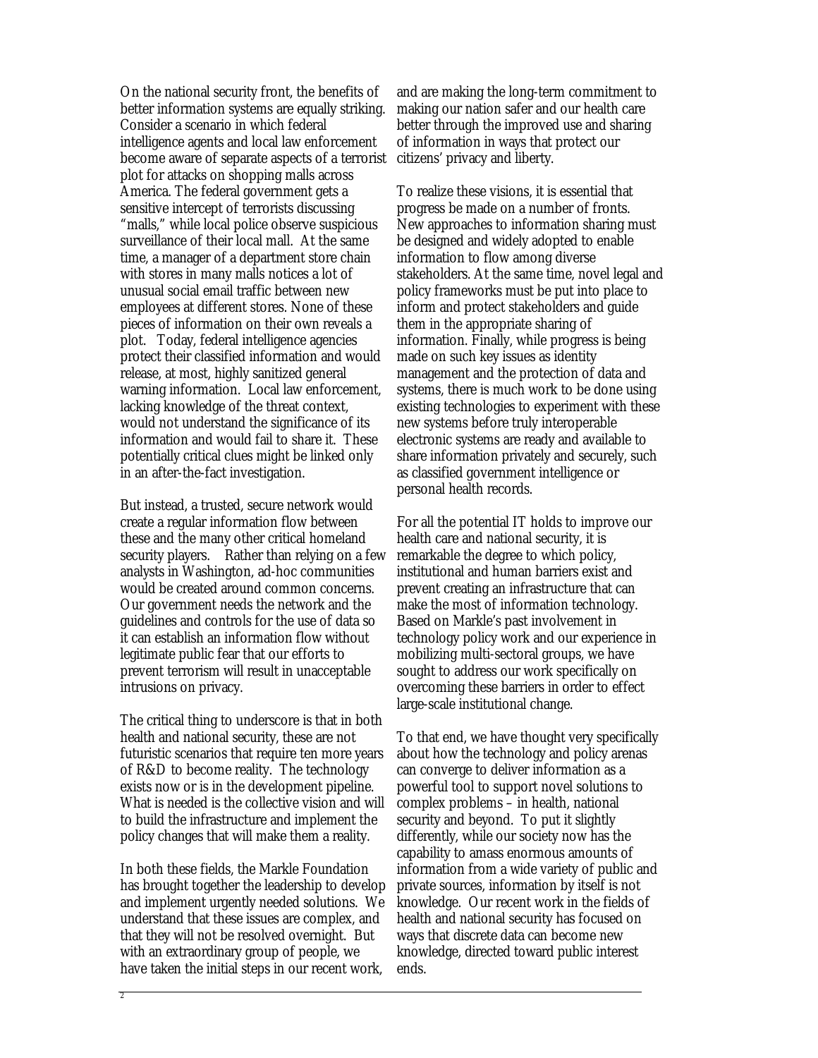On the national security front, the benefits of better information systems are equally striking. Consider a scenario in which federal intelligence agents and local law enforcement become aware of separate aspects of a terrorist plot for attacks on shopping malls across America. The federal government gets a sensitive intercept of terrorists discussing "malls," while local police observe suspicious surveillance of their local mall. At the same time, a manager of a department store chain with stores in many malls notices a lot of unusual social email traffic between new employees at different stores. None of these pieces of information on their own reveals a plot. Today, federal intelligence agencies protect their classified information and would release, at most, highly sanitized general warning information. Local law enforcement, lacking knowledge of the threat context, would not understand the significance of its information and would fail to share it. These potentially critical clues might be linked only in an after-the-fact investigation.

But instead, a trusted, secure network would create a regular information flow between these and the many other critical homeland security players. Rather than relying on a few analysts in Washington, ad-hoc communities would be created around common concerns. Our government needs the network and the guidelines and controls for the use of data so it can establish an information flow without legitimate public fear that our efforts to prevent terrorism will result in unacceptable intrusions on privacy.

The critical thing to underscore is that in both health and national security, these are not futuristic scenarios that require ten more years of R&D to become reality. The technology exists now or is in the development pipeline. What is needed is the collective vision and will to build the infrastructure and implement the policy changes that will make them a reality.

In both these fields, the Markle Foundation has brought together the leadership to develop and implement urgently needed solutions. We understand that these issues are complex, and that they will not be resolved overnight. But with an extraordinary group of people, we have taken the initial steps in our recent work, and are making the long-term commitment to making our nation safer and our health care better through the improved use and sharing of information in ways that protect our citizens' privacy and liberty.

To realize these visions, it is essential that progress be made on a number of fronts. New approaches to information sharing must be designed and widely adopted to enable information to flow among diverse stakeholders. At the same time, novel legal and policy frameworks must be put into place to inform and protect stakeholders and guide them in the appropriate sharing of information. Finally, while progress is being made on such key issues as identity management and the protection of data and systems, there is much work to be done using existing technologies to experiment with these new systems before truly interoperable electronic systems are ready and available to share information privately and securely, such as classified government intelligence or personal health records.

For all the potential IT holds to improve our health care and national security, it is remarkable the degree to which policy, institutional and human barriers exist and prevent creating an infrastructure that can make the most of information technology. Based on Markle's past involvement in technology policy work and our experience in mobilizing multi-sectoral groups, we have sought to address our work specifically on overcoming these barriers in order to effect large-scale institutional change.

To that end, we have thought very specifically about how the technology and policy arenas can converge to deliver information as a powerful tool to support novel solutions to complex problems – in health, national security and beyond. To put it slightly differently, while our society now has the capability to amass enormous amounts of information from a wide variety of public and private sources, information by itself is not knowledge. Our recent work in the fields of health and national security has focused on ways that discrete data can become new knowledge, directed toward public interest ends.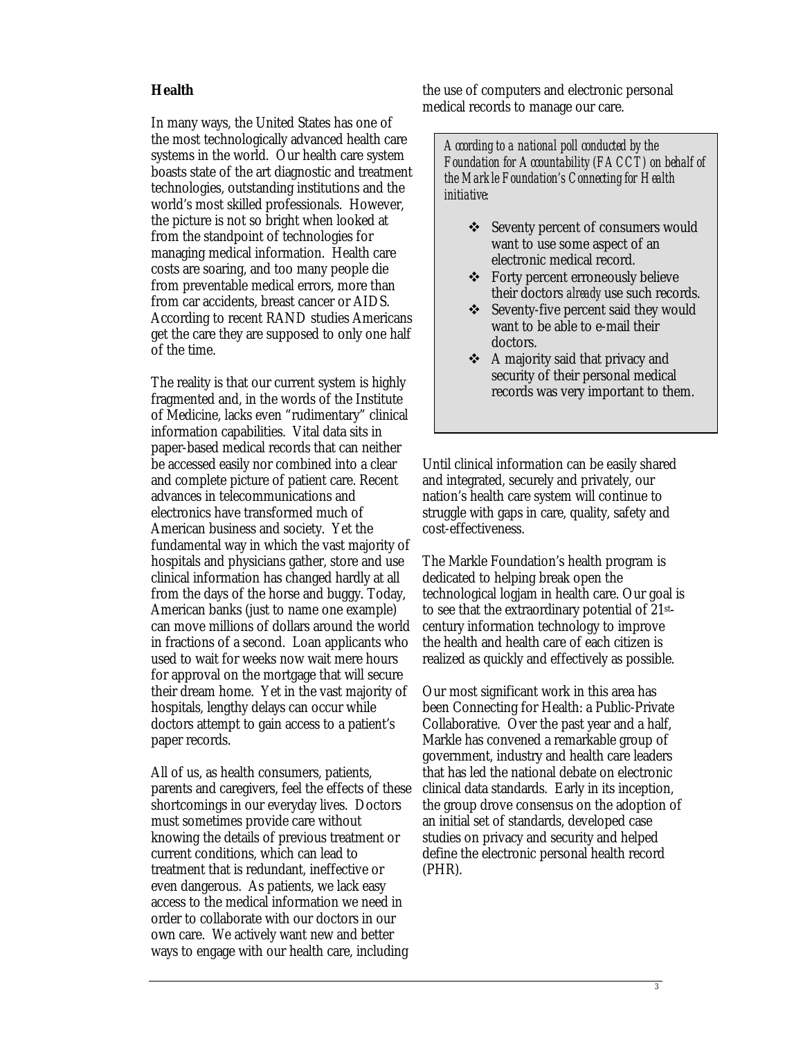## Health

In many ways, the United States has one of the most technologically advanced health care systems in the world. Our health care system boasts state of the art diagnostic and treatment technologies, outstanding institutions and the world's most skilled professionals. However, the picture is not so bright when looked at from the standpoint of technologies for managing medical information. Health care costs are soaring, and too many people die from preventable medical errors, more than from car accidents, breast cancer or AIDS. According to recent RAND studies Americans get the care they are supposed to only one half of the time.

The reality is that our current system is highly fragmented and, in the words of the Institute of Medicine, lacks even "rudimentary" clinical information capabilities. Vital data sits in paper-based medical records that can neither be accessed easily nor combined into a clear and complete picture of patient care. Recent advances in telecommunications and electronics have transformed much of American business and society. Yet the fundamental way in which the vast majority of hospitals and physicians gather, store and use clinical information has changed hardly at all from the days of the horse and buggy. Today, American banks (just to name one example) can move millions of dollars around the world in fractions of a second. Loan applicants who used to wait for weeks now wait mere hours for approval on the mortgage that will secure their dream home. Yet in the vast majority of hospitals, lengthy delays can occur while doctors attempt to gain access to a patient's paper records.

All of us, as health consumers, patients, parents and caregivers, feel the effects of these shortcomings in our everyday lives. Doctors must sometimes provide care without knowing the details of previous treatment or current conditions, which can lead to treatment that is redundant, ineffective or even dangerous. As patients, we lack easy access to the medical information we need in order to collaborate with our doctors in our own care. We actively want new and better ways to engage with our health care, including the use of computers and electronic personal medical records to manage our care.

> *According to a national poll conducted by the Foundation for Accountability (FACCT) on behalf of the Markle Foundation's Connecting for Health initiative:*
>
> - Seventy percent of consumers would want to use some aspect of an electronic medical record.
> - Forty percent erroneously believe their doctors *already* use such records.
> - Seventy-five percent said they would want to be able to e-mail their doctors.
> - A majority said that privacy and security of their personal medical records was very important to them.

Until clinical information can be easily shared and integrated, securely and privately, our nation's health care system will continue to struggle with gaps in care, quality, safety and cost-effectiveness.

The Markle Foundation's health program is dedicated to helping break open the technological logjam in health care. Our goal is to see that the extraordinary potential of 21st-century information technology to improve the health and health care of each citizen is realized as quickly and effectively as possible.

Our most significant work in this area has been Connecting for Health: a Public-Private Collaborative. Over the past year and a half, Markle has convened a remarkable group of government, industry and health care leaders that has led the national debate on electronic clinical data standards. Early in its inception, the group drove consensus on the adoption of an initial set of standards, developed case studies on privacy and security and helped define the electronic personal health record (PHR).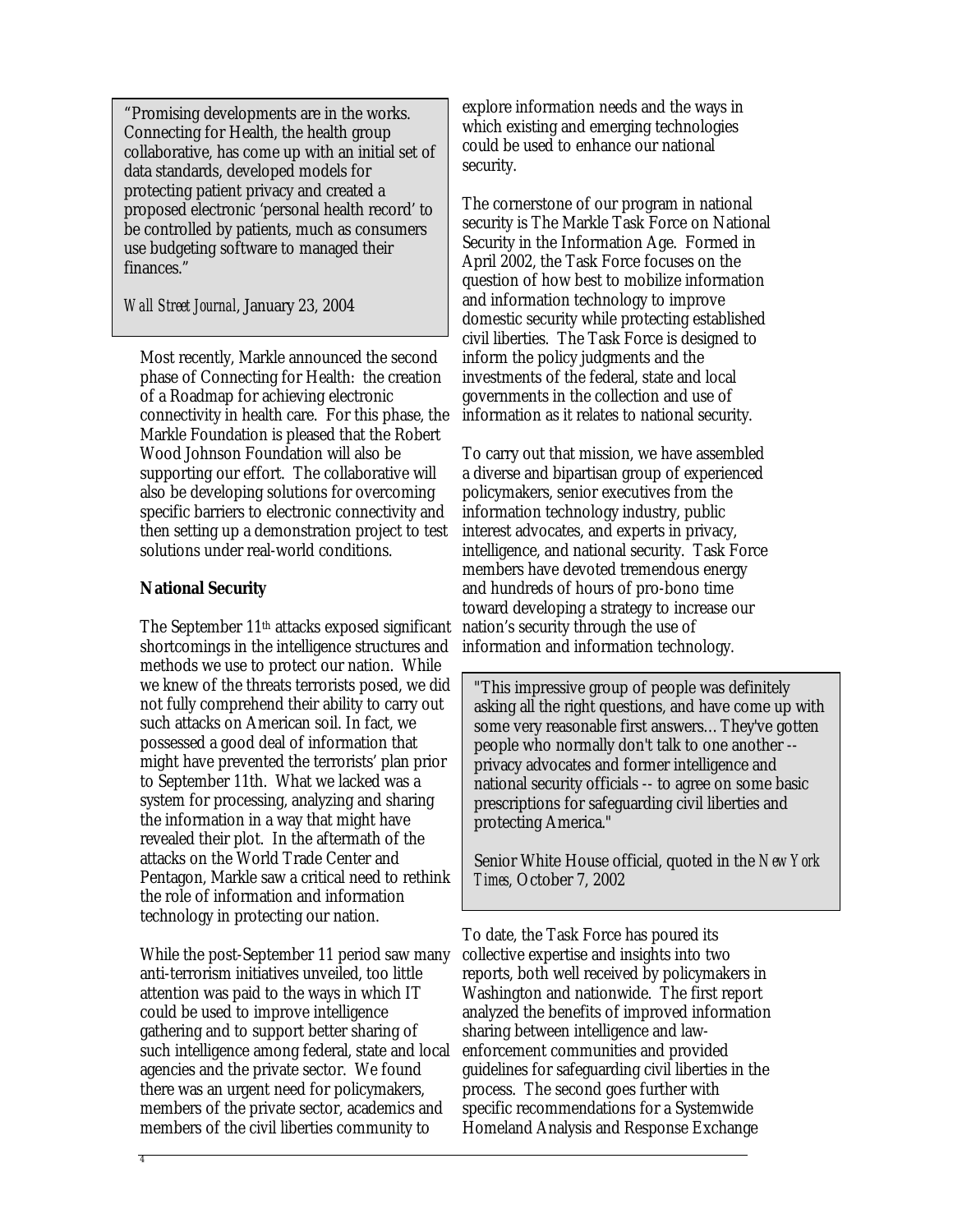> "Promising developments are in the works. Connecting for Health, the health group collaborative, has come up with an initial set of data standards, developed models for protecting patient privacy and created a proposed electronic 'personal health record' to be controlled by patients, much as consumers use budgeting software to managed their finances."
>
> *Wall Street Journal*, January 23, 2004

Most recently, Markle announced the second phase of Connecting for Health: the creation of a Roadmap for achieving electronic connectivity in health care. For this phase, the Markle Foundation is pleased that the Robert Wood Johnson Foundation will also be supporting our effort. The collaborative will also be developing solutions for overcoming specific barriers to electronic connectivity and then setting up a demonstration project to test solutions under real-world conditions.

**National Security**

The September 11th attacks exposed significant shortcomings in the intelligence structures and methods we use to protect our nation. While we knew of the threats terrorists posed, we did not fully comprehend their ability to carry out such attacks on American soil. In fact, we possessed a good deal of information that might have prevented the terrorists' plan prior to September 11th. What we lacked was a system for processing, analyzing and sharing the information in a way that might have revealed their plot. In the aftermath of the attacks on the World Trade Center and Pentagon, Markle saw a critical need to rethink the role of information and information technology in protecting our nation.

While the post-September 11 period saw many anti-terrorism initiatives unveiled, too little attention was paid to the ways in which IT could be used to improve intelligence gathering and to support better sharing of such intelligence among federal, state and local agencies and the private sector. We found there was an urgent need for policymakers, members of the private sector, academics and members of the civil liberties community to explore information needs and the ways in which existing and emerging technologies could be used to enhance our national security.

The cornerstone of our program in national security is The Markle Task Force on National Security in the Information Age. Formed in April 2002, the Task Force focuses on the question of how best to mobilize information and information technology to improve domestic security while protecting established civil liberties. The Task Force is designed to inform the policy judgments and the investments of the federal, state and local governments in the collection and use of information as it relates to national security.

To carry out that mission, we have assembled a diverse and bipartisan group of experienced policymakers, senior executives from the information technology industry, public interest advocates, and experts in privacy, intelligence, and national security. Task Force members have devoted tremendous energy and hundreds of hours of pro-bono time toward developing a strategy to increase our nation's security through the use of information and information technology.

> "This impressive group of people was definitely asking all the right questions, and have come up with some very reasonable first answers… They've gotten people who normally don't talk to one another -- privacy advocates and former intelligence and national security officials -- to agree on some basic prescriptions for safeguarding civil liberties and protecting America."
>
> Senior White House official, quoted in the *New York Times*, October 7, 2002

To date, the Task Force has poured its collective expertise and insights into two reports, both well received by policymakers in Washington and nationwide. The first report analyzed the benefits of improved information sharing between intelligence and law-enforcement communities and provided guidelines for safeguarding civil liberties in the process. The second goes further with specific recommendations for a Systemwide Homeland Analysis and Response Exchange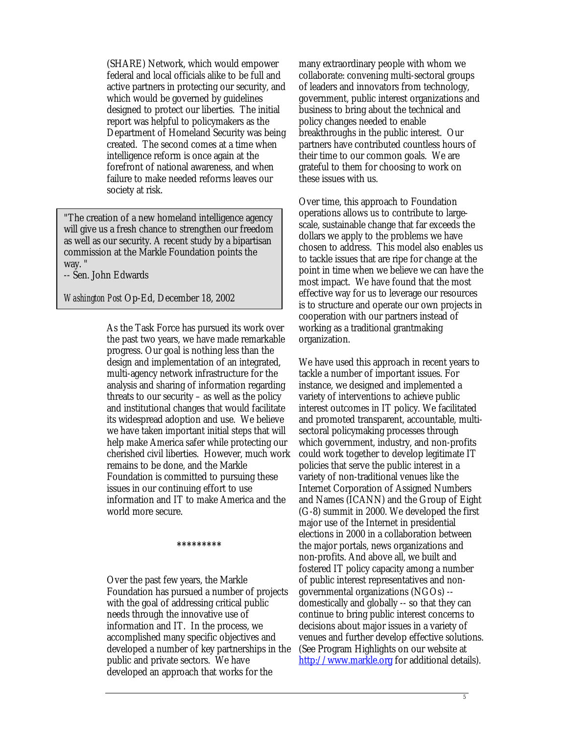(SHARE) Network, which would empower federal and local officials alike to be full and active partners in protecting our security, and which would be governed by guidelines designed to protect our liberties. The initial report was helpful to policymakers as the Department of Homeland Security was being created. The second comes at a time when intelligence reform is once again at the forefront of national awareness, and when failure to make needed reforms leaves our society at risk.

> "The creation of a new homeland intelligence agency will give us a fresh chance to strengthen our freedom as well as our security. A recent study by a bipartisan commission at the Markle Foundation points the way. "
> -- Sen. John Edwards
>
> *Washington Post* Op-Ed, December 18, 2002

As the Task Force has pursued its work over the past two years, we have made remarkable progress. Our goal is nothing less than the design and implementation of an integrated, multi-agency network infrastructure for the analysis and sharing of information regarding threats to our security – as well as the policy and institutional changes that would facilitate its widespread adoption and use. We believe we have taken important initial steps that will help make America safer while protecting our cherished civil liberties. However, much work remains to be done, and the Markle Foundation is committed to pursuing these issues in our continuing effort to use information and IT to make America and the world more secure.

*********

Over the past few years, the Markle Foundation has pursued a number of projects with the goal of addressing critical public needs through the innovative use of information and IT. In the process, we accomplished many specific objectives and developed a number of key partnerships in the public and private sectors. We have developed an approach that works for the many extraordinary people with whom we collaborate: convening multi-sectoral groups of leaders and innovators from technology, government, public interest organizations and business to bring about the technical and policy changes needed to enable breakthroughs in the public interest. Our partners have contributed countless hours of their time to our common goals. We are grateful to them for choosing to work on these issues with us.

Over time, this approach to Foundation operations allows us to contribute to large-scale, sustainable change that far exceeds the dollars we apply to the problems we have chosen to address. This model also enables us to tackle issues that are ripe for change at the point in time when we believe we can have the most impact. We have found that the most effective way for us to leverage our resources is to structure and operate our own projects in cooperation with our partners instead of working as a traditional grantmaking organization.

We have used this approach in recent years to tackle a number of important issues. For instance, we designed and implemented a variety of interventions to achieve public interest outcomes in IT policy. We facilitated and promoted transparent, accountable, multi-sectoral policymaking processes through which government, industry, and non-profits could work together to develop legitimate IT policies that serve the public interest in a variety of non-traditional venues like the Internet Corporation of Assigned Numbers and Names (ICANN) and the Group of Eight (G-8) summit in 2000. We developed the first major use of the Internet in presidential elections in 2000 in a collaboration between the major portals, news organizations and non-profits. And above all, we built and fostered IT policy capacity among a number of public interest representatives and non-governmental organizations (NGOs) -- domestically and globally -- so that they can continue to bring public interest concerns to decisions about major issues in a variety of venues and further develop effective solutions. (See Program Highlights on our website at [http://www.markle.org](http://www.markle.org) for additional details).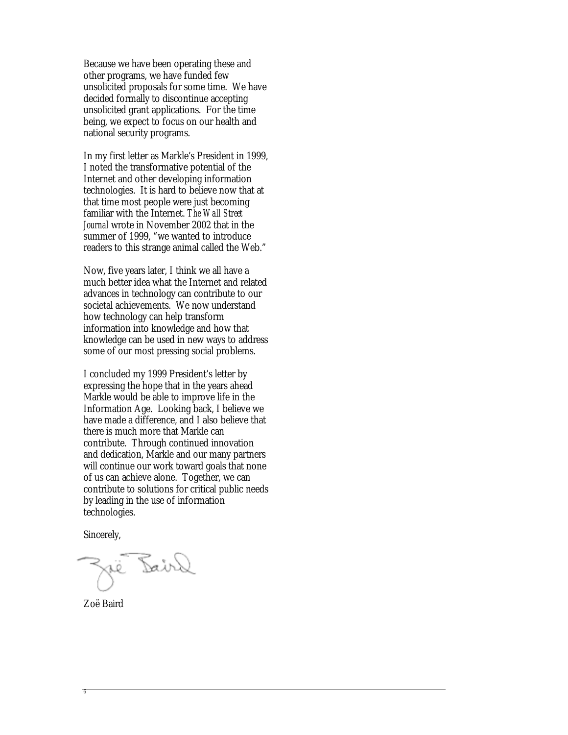Because we have been operating these and other programs, we have funded few unsolicited proposals for some time. We have decided formally to discontinue accepting unsolicited grant applications. For the time being, we expect to focus on our health and national security programs.

In my first letter as Markle's President in 1999, I noted the transformative potential of the Internet and other developing information technologies. It is hard to believe now that at that time most people were just becoming familiar with the Internet. *The Wall Street Journal* wrote in November 2002 that in the summer of 1999, "we wanted to introduce readers to this strange animal called the Web."

Now, five years later, I think we all have a much better idea what the Internet and related advances in technology can contribute to our societal achievements. We now understand how technology can help transform information into knowledge and how that knowledge can be used in new ways to address some of our most pressing social problems.

I concluded my 1999 President's letter by expressing the hope that in the years ahead Markle would be able to improve life in the Information Age. Looking back, I believe we have made a difference, and I also believe that there is much more that Markle can contribute. Through continued innovation and dedication, Markle and our many partners will continue our work toward goals that none of us can achieve alone. Together, we can contribute to solutions for critical public needs by leading in the use of information technologies.

Sincerely,

Zoë Baird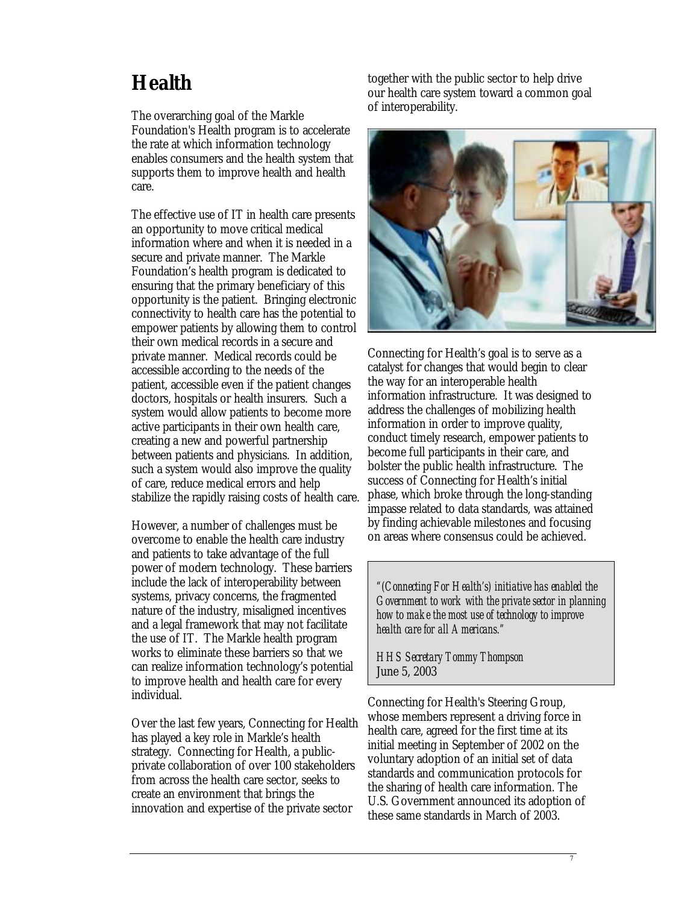# Health

The overarching goal of the Markle Foundation's Health program is to accelerate the rate at which information technology enables consumers and the health system that supports them to improve health and health care.

The effective use of IT in health care presents an opportunity to move critical medical information where and when it is needed in a secure and private manner. The Markle Foundation's health program is dedicated to ensuring that the primary beneficiary of this opportunity is the patient. Bringing electronic connectivity to health care has the potential to empower patients by allowing them to control their own medical records in a secure and private manner. Medical records could be accessible according to the needs of the patient, accessible even if the patient changes doctors, hospitals or health insurers. Such a system would allow patients to become more active participants in their own health care, creating a new and powerful partnership between patients and physicians. In addition, such a system would also improve the quality of care, reduce medical errors and help stabilize the rapidly raising costs of health care.

However, a number of challenges must be overcome to enable the health care industry and patients to take advantage of the full power of modern technology. These barriers include the lack of interoperability between systems, privacy concerns, the fragmented nature of the industry, misaligned incentives and a legal framework that may not facilitate the use of IT. The Markle health program works to eliminate these barriers so that we can realize information technology's potential to improve health and health care for every individual.

Over the last few years, Connecting for Health has played a key role in Markle's health strategy. Connecting for Health, a public-private collaboration of over 100 stakeholders from across the health care sector, seeks to create an environment that brings the innovation and expertise of the private sector together with the public sector to help drive our health care system toward a common goal of interoperability.

Connecting for Health's goal is to serve as a catalyst for changes that would begin to clear the way for an interoperable health information infrastructure. It was designed to address the challenges of mobilizing health information in order to improve quality, conduct timely research, empower patients to become full participants in their care, and bolster the public health infrastructure. The success of Connecting for Health's initial phase, which broke through the long-standing impasse related to data standards, was attained by finding achievable milestones and focusing on areas where consensus could be achieved.

> *"(Connecting For Health's) initiative has enabled the Government to work with the private sector in planning how to make the most use of technology to improve health care for all Americans."*
>
> *HHS Secretary Tommy Thompson*
> June 5, 2003

Connecting for Health's Steering Group, whose members represent a driving force in health care, agreed for the first time at its initial meeting in September of 2002 on the voluntary adoption of an initial set of data standards and communication protocols for the sharing of health care information. The U.S. Government announced its adoption of these same standards in March of 2003.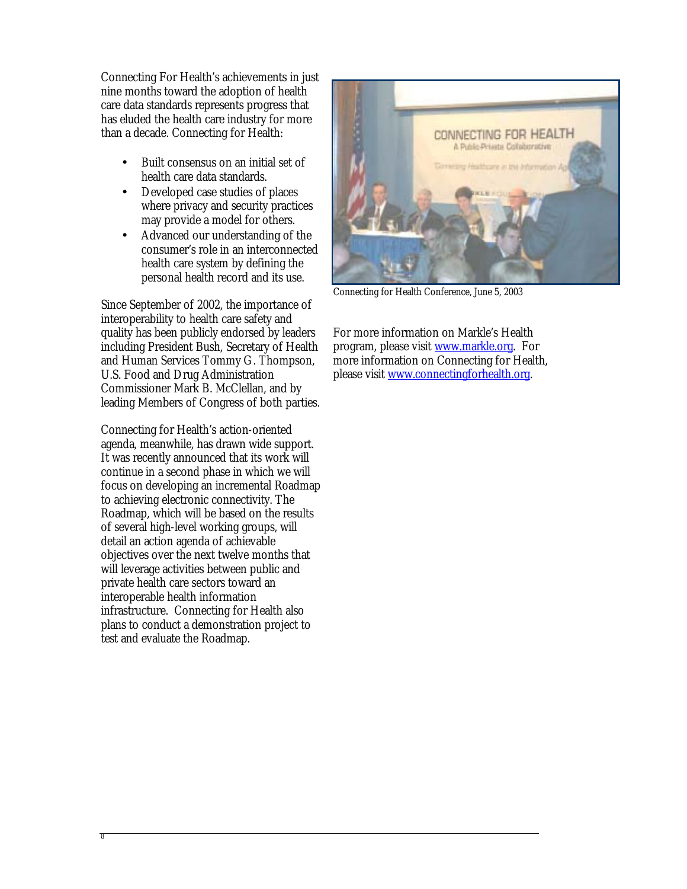Connecting For Health's achievements in just nine months toward the adoption of health care data standards represents progress that has eluded the health care industry for more than a decade. Connecting for Health:

- Built consensus on an initial set of health care data standards.
- Developed case studies of places where privacy and security practices may provide a model for others.
- Advanced our understanding of the consumer's role in an interconnected health care system by defining the personal health record and its use.

Since September of 2002, the importance of interoperability to health care safety and quality has been publicly endorsed by leaders including President Bush, Secretary of Health and Human Services Tommy G. Thompson, U.S. Food and Drug Administration Commissioner Mark B. McClellan, and by leading Members of Congress of both parties.

Connecting for Health's action-oriented agenda, meanwhile, has drawn wide support. It was recently announced that its work will continue in a second phase in which we will focus on developing an incremental Roadmap to achieving electronic connectivity. The Roadmap, which will be based on the results of several high-level working groups, will detail an action agenda of achievable objectives over the next twelve months that will leverage activities between public and private health care sectors toward an interoperable health information infrastructure. Connecting for Health also plans to conduct a demonstration project to test and evaluate the Roadmap.

Connecting for Health Conference, June 5, 2003

For more information on Markle's Health program, please visit www.markle.org. For more information on Connecting for Health, please visit www.connectingforhealth.org.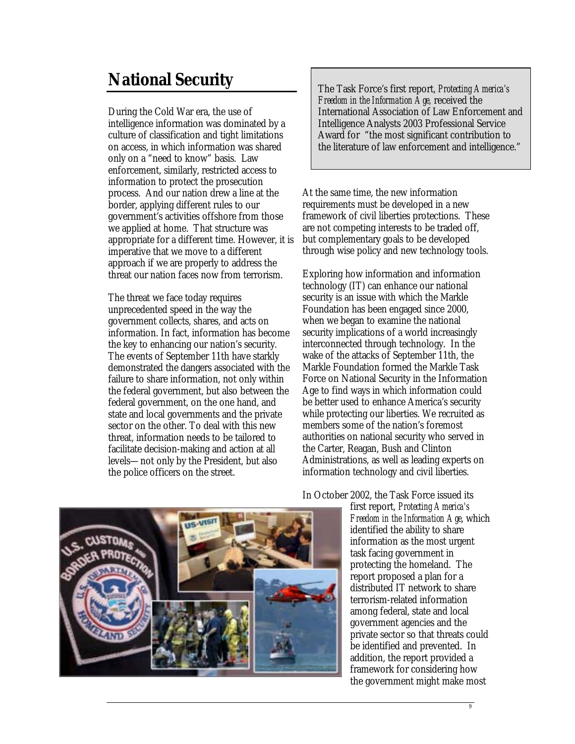## National Security

During the Cold War era, the use of intelligence information was dominated by a culture of classification and tight limitations on access, in which information was shared only on a "need to know" basis. Law enforcement, similarly, restricted access to information to protect the prosecution process. And our nation drew a line at the border, applying different rules to our government's activities offshore from those we applied at home. That structure was appropriate for a different time. However, it is imperative that we move to a different approach if we are properly to address the threat our nation faces now from terrorism.

The threat we face today requires unprecedented speed in the way the government collects, shares, and acts on information. In fact, information has become the key to enhancing our nation's security. The events of September 11th have starkly demonstrated the dangers associated with the failure to share information, not only within the federal government, but also between the federal government, on the one hand, and state and local governments and the private sector on the other. To deal with this new threat, information needs to be tailored to facilitate decision-making and action at all levels—not only by the President, but also the police officers on the street.

> The Task Force's first report, *Protecting America's Freedom in the Information Age*, received the International Association of Law Enforcement and Intelligence Analysts 2003 Professional Service Award for "the most significant contribution to the literature of law enforcement and intelligence."

At the same time, the new information requirements must be developed in a new framework of civil liberties protections. These are not competing interests to be traded off, but complementary goals to be developed through wise policy and new technology tools.

Exploring how information and information technology (IT) can enhance our national security is an issue with which the Markle Foundation has been engaged since 2000, when we began to examine the national security implications of a world increasingly interconnected through technology. In the wake of the attacks of September 11th, the Markle Foundation formed the Markle Task Force on National Security in the Information Age to find ways in which information could be better used to enhance America's security while protecting our liberties. We recruited as members some of the nation's foremost authorities on national security who served in the Carter, Reagan, Bush and Clinton Administrations, as well as leading experts on information technology and civil liberties.

In October 2002, the Task Force issued its first report, *Protecting America's Freedom in the Information Age*, which identified the ability to share information as the most urgent task facing government in protecting the homeland. The report proposed a plan for a distributed IT network to share terrorism-related information among federal, state and local government agencies and the private sector so that threats could be identified and prevented. In addition, the report provided a framework for considering how the government might make most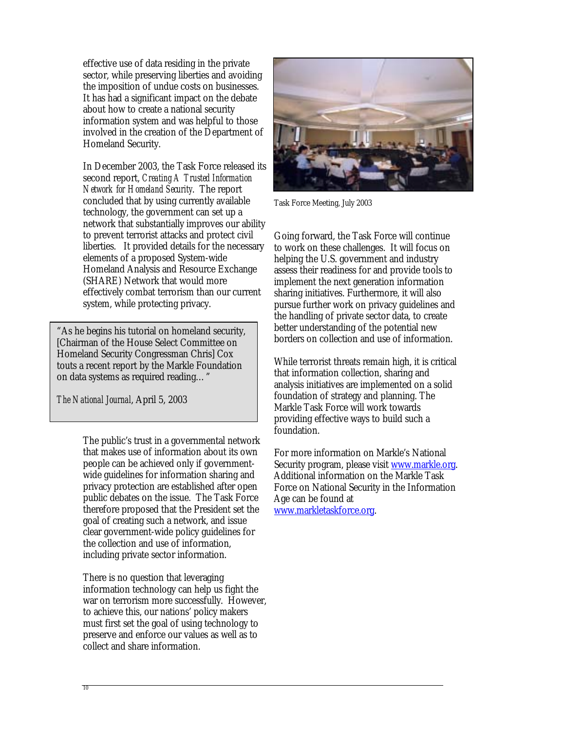effective use of data residing in the private sector, while preserving liberties and avoiding the imposition of undue costs on businesses. It has had a significant impact on the debate about how to create a national security information system and was helpful to those involved in the creation of the Department of Homeland Security.

In December 2003, the Task Force released its second report, *Creating A Trusted Information Network for Homeland Security*. The report concluded that by using currently available technology, the government can set up a network that substantially improves our ability to prevent terrorist attacks and protect civil liberties. It provided details for the necessary elements of a proposed System-wide Homeland Analysis and Resource Exchange (SHARE) Network that would more effectively combat terrorism than our current system, while protecting privacy.

> "As he begins his tutorial on homeland security, [Chairman of the House Select Committee on Homeland Security Congressman Chris] Cox touts a recent report by the Markle Foundation on data systems as required reading…"
>
> *The National Journal*, April 5, 2003

The public's trust in a governmental network that makes use of information about its own people can be achieved only if government-wide guidelines for information sharing and privacy protection are established after open public debates on the issue. The Task Force therefore proposed that the President set the goal of creating such a network, and issue clear government-wide policy guidelines for the collection and use of information, including private sector information.

There is no question that leveraging information technology can help us fight the war on terrorism more successfully. However, to achieve this, our nations' policy makers must first set the goal of using technology to preserve and enforce our values as well as to collect and share information.

Task Force Meeting, July 2003

Going forward, the Task Force will continue to work on these challenges. It will focus on helping the U.S. government and industry assess their readiness for and provide tools to implement the next generation information sharing initiatives. Furthermore, it will also pursue further work on privacy guidelines and the handling of private sector data, to create better understanding of the potential new borders on collection and use of information.

While terrorist threats remain high, it is critical that information collection, sharing and analysis initiatives are implemented on a solid foundation of strategy and planning. The Markle Task Force will work towards providing effective ways to build such a foundation.

For more information on Markle's National Security program, please visit www.markle.org. Additional information on the Markle Task Force on National Security in the Information Age can be found at www.markletaskforce.org.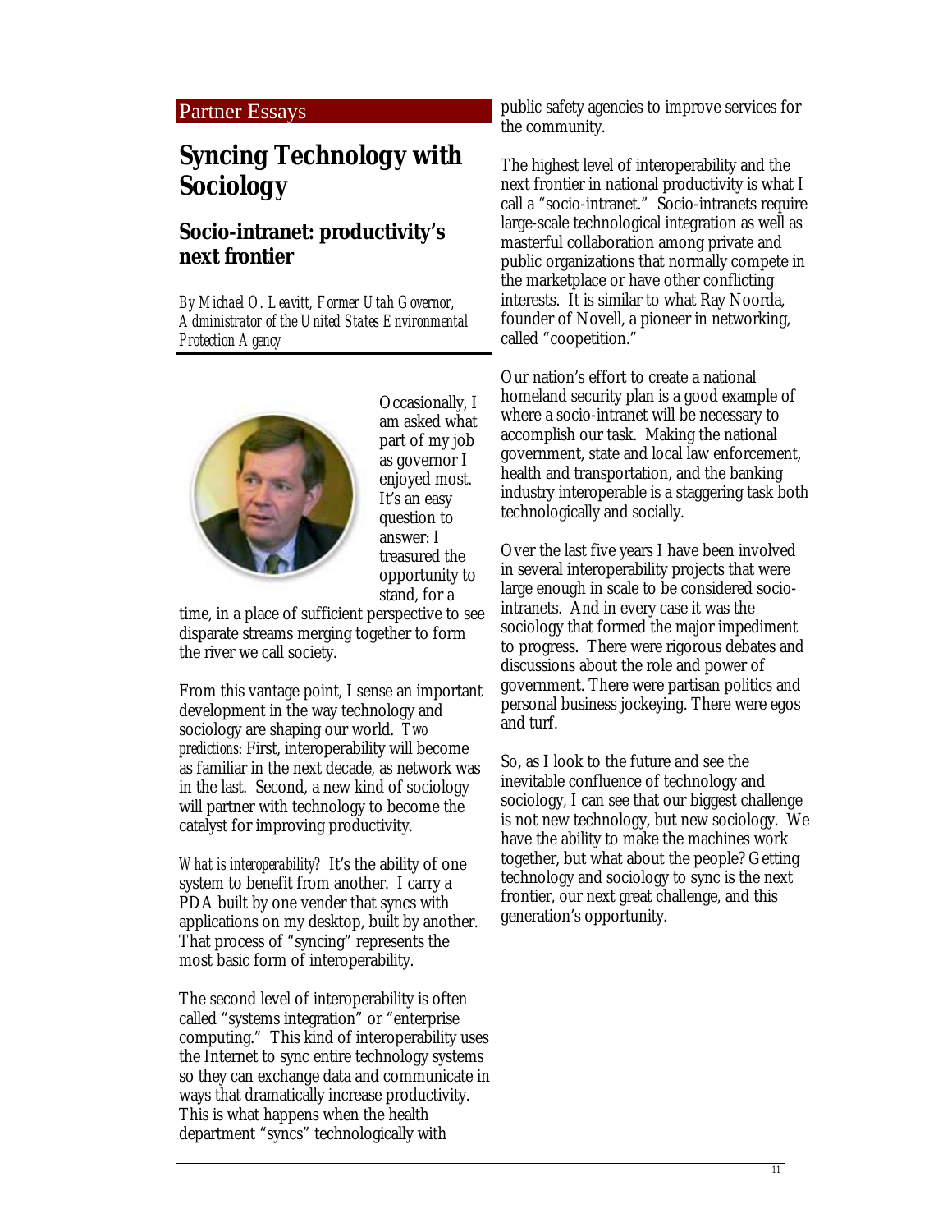Partner Essays

# Syncing Technology with Sociology

## Socio-intranet: productivity's next frontier

*By Michael O. Leavitt, Former Utah Governor, Administrator of the United States Environmental Protection Agency*

Occasionally, I am asked what part of my job as governor I enjoyed most. It's an easy question to answer: I treasured the opportunity to stand, for a time, in a place of sufficient perspective to see disparate streams merging together to form the river we call society.

From this vantage point, I sense an important development in the way technology and sociology are shaping our world. *Two predictions*: First, interoperability will become as familiar in the next decade, as network was in the last. Second, a new kind of sociology will partner with technology to become the catalyst for improving productivity.

*What is interoperability?* It's the ability of one system to benefit from another. I carry a PDA built by one vender that syncs with applications on my desktop, built by another. That process of "syncing" represents the most basic form of interoperability.

The second level of interoperability is often called "systems integration" or "enterprise computing." This kind of interoperability uses the Internet to sync entire technology systems so they can exchange data and communicate in ways that dramatically increase productivity. This is what happens when the health department "syncs" technologically with public safety agencies to improve services for the community.

The highest level of interoperability and the next frontier in national productivity is what I call a "socio-intranet." Socio-intranets require large-scale technological integration as well as masterful collaboration among private and public organizations that normally compete in the marketplace or have other conflicting interests. It is similar to what Ray Noorda, founder of Novell, a pioneer in networking, called "coopetition."

Our nation's effort to create a national homeland security plan is a good example of where a socio-intranet will be necessary to accomplish our task. Making the national government, state and local law enforcement, health and transportation, and the banking industry interoperable is a staggering task both technologically and socially.

Over the last five years I have been involved in several interoperability projects that were large enough in scale to be considered socio-intranets. And in every case it was the sociology that formed the major impediment to progress. There were rigorous debates and discussions about the role and power of government. There were partisan politics and personal business jockeying. There were egos and turf.

So, as I look to the future and see the inevitable confluence of technology and sociology, I can see that our biggest challenge is not new technology, but new sociology. We have the ability to make the machines work together, but what about the people? Getting technology and sociology to sync is the next frontier, our next great challenge, and this generation's opportunity.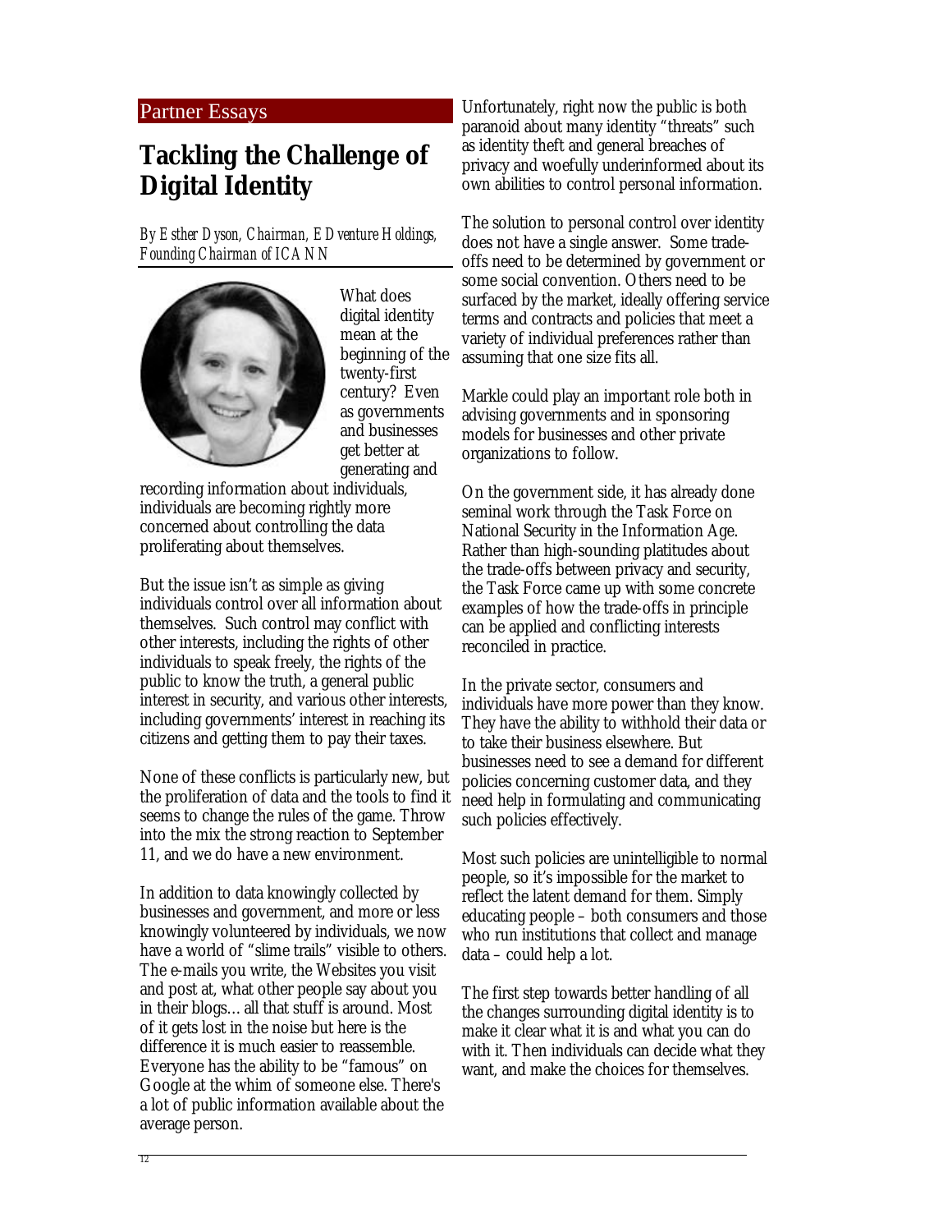Partner Essays

# Tackling the Challenge of Digital Identity

*By Esther Dyson, Chairman, EDventure Holdings, Founding Chairman of ICANN*

What does digital identity mean at the beginning of the twenty-first century? Even as governments and businesses get better at generating and recording information about individuals, individuals are becoming rightly more concerned about controlling the data proliferating about themselves.

But the issue isn't as simple as giving individuals control over all information about themselves. Such control may conflict with other interests, including the rights of other individuals to speak freely, the rights of the public to know the truth, a general public interest in security, and various other interests, including governments' interest in reaching its citizens and getting them to pay their taxes.

None of these conflicts is particularly new, but the proliferation of data and the tools to find it seems to change the rules of the game. Throw into the mix the strong reaction to September 11, and we do have a new environment.

In addition to data knowingly collected by businesses and government, and more or less knowingly volunteered by individuals, we now have a world of "slime trails" visible to others. The e-mails you write, the Websites you visit and post at, what other people say about you in their blogs… all that stuff is around. Most of it gets lost in the noise but here is the difference it is much easier to reassemble. Everyone has the ability to be "famous" on Google at the whim of someone else. There's a lot of public information available about the average person.

Unfortunately, right now the public is both paranoid about many identity "threats" such as identity theft and general breaches of privacy and woefully underinformed about its own abilities to control personal information.

The solution to personal control over identity does not have a single answer. Some trade-offs need to be determined by government or some social convention. Others need to be surfaced by the market, ideally offering service terms and contracts and policies that meet a variety of individual preferences rather than assuming that one size fits all.

Markle could play an important role both in advising governments and in sponsoring models for businesses and other private organizations to follow.

On the government side, it has already done seminal work through the Task Force on National Security in the Information Age. Rather than high-sounding platitudes about the trade-offs between privacy and security, the Task Force came up with some concrete examples of how the trade-offs in principle can be applied and conflicting interests reconciled in practice.

In the private sector, consumers and individuals have more power than they know. They have the ability to withhold their data or to take their business elsewhere. But businesses need to see a demand for different policies concerning customer data, and they need help in formulating and communicating such policies effectively.

Most such policies are unintelligible to normal people, so it's impossible for the market to reflect the latent demand for them. Simply educating people – both consumers and those who run institutions that collect and manage data – could help a lot.

The first step towards better handling of all the changes surrounding digital identity is to make it clear what it is and what you can do with it. Then individuals can decide what they want, and make the choices for themselves.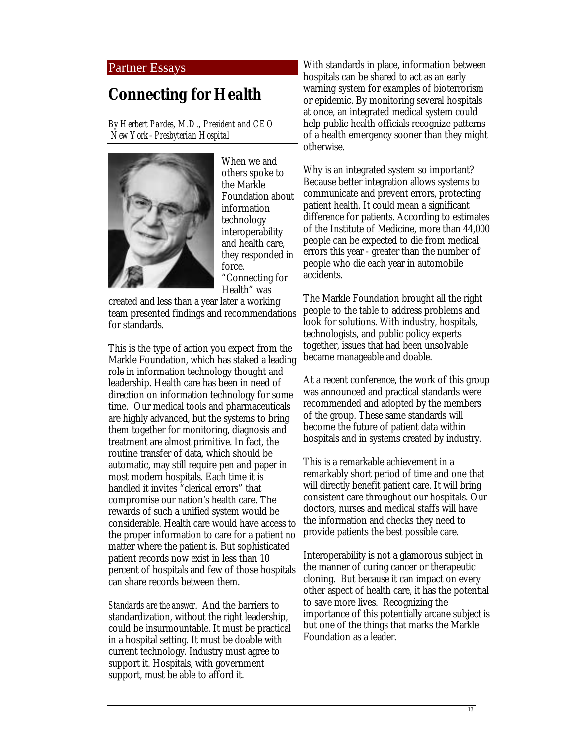Partner Essays

# Connecting for Health

*By Herbert Pardes, M.D., President and CEO New York–Presbyterian Hospital*

When we and others spoke to the Markle Foundation about information technology interoperability and health care, they responded in force. "Connecting for Health" was created and less than a year later a working team presented findings and recommendations for standards.

This is the type of action you expect from the Markle Foundation, which has staked a leading role in information technology thought and leadership. Health care has been in need of direction on information technology for some time. Our medical tools and pharmaceuticals are highly advanced, but the systems to bring them together for monitoring, diagnosis and treatment are almost primitive. In fact, the routine transfer of data, which should be automatic, may still require pen and paper in most modern hospitals. Each time it is handled it invites "clerical errors" that compromise our nation's health care. The rewards of such a unified system would be considerable. Health care would have access to the proper information to care for a patient no matter where the patient is. But sophisticated patient records now exist in less than 10 percent of hospitals and few of those hospitals can share records between them.

*Standards are the answer*. And the barriers to standardization, without the right leadership, could be insurmountable. It must be practical in a hospital setting. It must be doable with current technology. Industry must agree to support it. Hospitals, with government support, must be able to afford it.

With standards in place, information between hospitals can be shared to act as an early warning system for examples of bioterrorism or epidemic. By monitoring several hospitals at once, an integrated medical system could help public health officials recognize patterns of a health emergency sooner than they might otherwise.

Why is an integrated system so important? Because better integration allows systems to communicate and prevent errors, protecting patient health. It could mean a significant difference for patients. According to estimates of the Institute of Medicine, more than 44,000 people can be expected to die from medical errors this year - greater than the number of people who die each year in automobile accidents.

The Markle Foundation brought all the right people to the table to address problems and look for solutions. With industry, hospitals, technologists, and public policy experts together, issues that had been unsolvable became manageable and doable.

At a recent conference, the work of this group was announced and practical standards were recommended and adopted by the members of the group. These same standards will become the future of patient data within hospitals and in systems created by industry.

This is a remarkable achievement in a remarkably short period of time and one that will directly benefit patient care. It will bring consistent care throughout our hospitals. Our doctors, nurses and medical staffs will have the information and checks they need to provide patients the best possible care.

Interoperability is not a glamorous subject in the manner of curing cancer or therapeutic cloning. But because it can impact on every other aspect of health care, it has the potential to save more lives. Recognizing the importance of this potentially arcane subject is but one of the things that marks the Markle Foundation as a leader.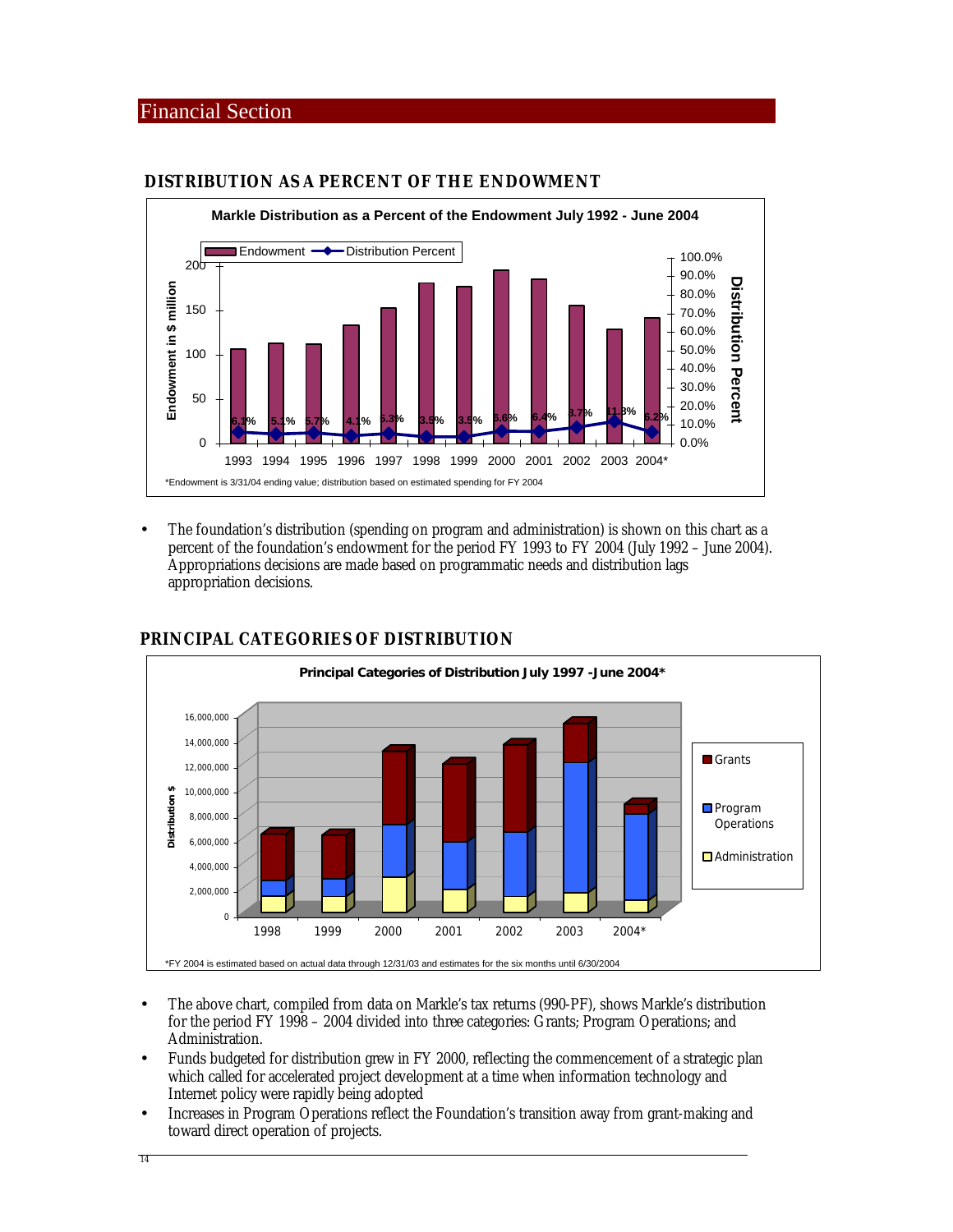## Financial Section

### DISTRIBUTION AS A PERCENT OF THE ENDOWMENT

**Markle Distribution as a Percent of the Endowment July 1992 - June 2004**

| Year | Distribution Percent |
|---|---|
| 1993 | 6.1% |
| 1994 | 5.1% |
| 1995 | 5.7% |
| 1996 | 4.1% |
| 1997 | 5.3% |
| 1998 | 3.5% |
| 1999 | 3.5% |
| 2000 | 6.6% |
| 2001 | 6.4% |
| 2002 | 8.7% |
| 2003 | 11.8% |
| 2004* | 6.2% |

*Endowment is 3/31/04 ending value; distribution based on estimated spending for FY 2004

- The foundation's distribution (spending on program and administration) is shown on this chart as a percent of the foundation's endowment for the period FY 1993 to FY 2004 (July 1992 – June 2004). Appropriations decisions are made based on programmatic needs and distribution lags appropriation decisions.

### PRINCIPAL CATEGORIES OF DISTRIBUTION

**Principal Categories of Distribution July 1997 -June 2004***

*FY 2004 is estimated based on actual data through 12/31/03 and estimates for the six months until 6/30/2004

- The above chart, compiled from data on Markle's tax returns (990-PF), shows Markle's distribution for the period FY 1998 – 2004 divided into three categories: Grants; Program Operations; and Administration.
- Funds budgeted for distribution grew in FY 2000, reflecting the commencement of a strategic plan which called for accelerated project development at a time when information technology and Internet policy were rapidly being adopted
- Increases in Program Operations reflect the Foundation's transition away from grant-making and toward direct operation of projects.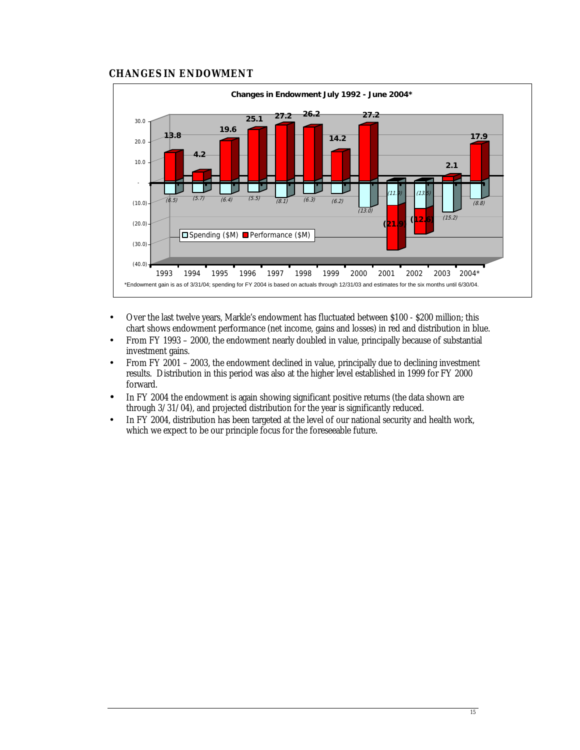## CHANGES IN ENDOWMENT

**Changes in Endowment July 1992 - June 2004***

| Year | Spending ($M) | Performance ($M) |
|---|---|---|
| 1993 | (6.5) | 13.8 |
| 1994 | (5.7) | 4.2 |
| 1995 | (6.4) | 19.6 |
| 1996 | (5.5) | 25.1 |
| 1997 | (8.1) | 27.2 |
| 1998 | (6.3) | 26.2 |
| 1999 | (6.2) | 14.2 |
| 2000 | (13.0) | 27.2 |
| 2001 | (11.9) | (21.9) |
| 2002 | (13.5) | (12.6) |
| 2003 | (15.2) | 2.1 |
| 2004* | (8.8) | 17.9 |

*Endowment gain is as of 3/31/04; spending for FY 2004 is based on actuals through 12/31/03 and estimates for the six months until 6/30/04.

- Over the last twelve years, Markle's endowment has fluctuated between $100 - $200 million; this chart shows endowment performance (net income, gains and losses) in red and distribution in blue.
- From FY 1993 – 2000, the endowment nearly doubled in value, principally because of substantial investment gains.
- From FY 2001 – 2003, the endowment declined in value, principally due to declining investment results. Distribution in this period was also at the higher level established in 1999 for FY 2000 forward.
- In FY 2004 the endowment is again showing significant positive returns (the data shown are through 3/31/04), and projected distribution for the year is significantly reduced.
- In FY 2004, distribution has been targeted at the level of our national security and health work, which we expect to be our principle focus for the foreseeable future.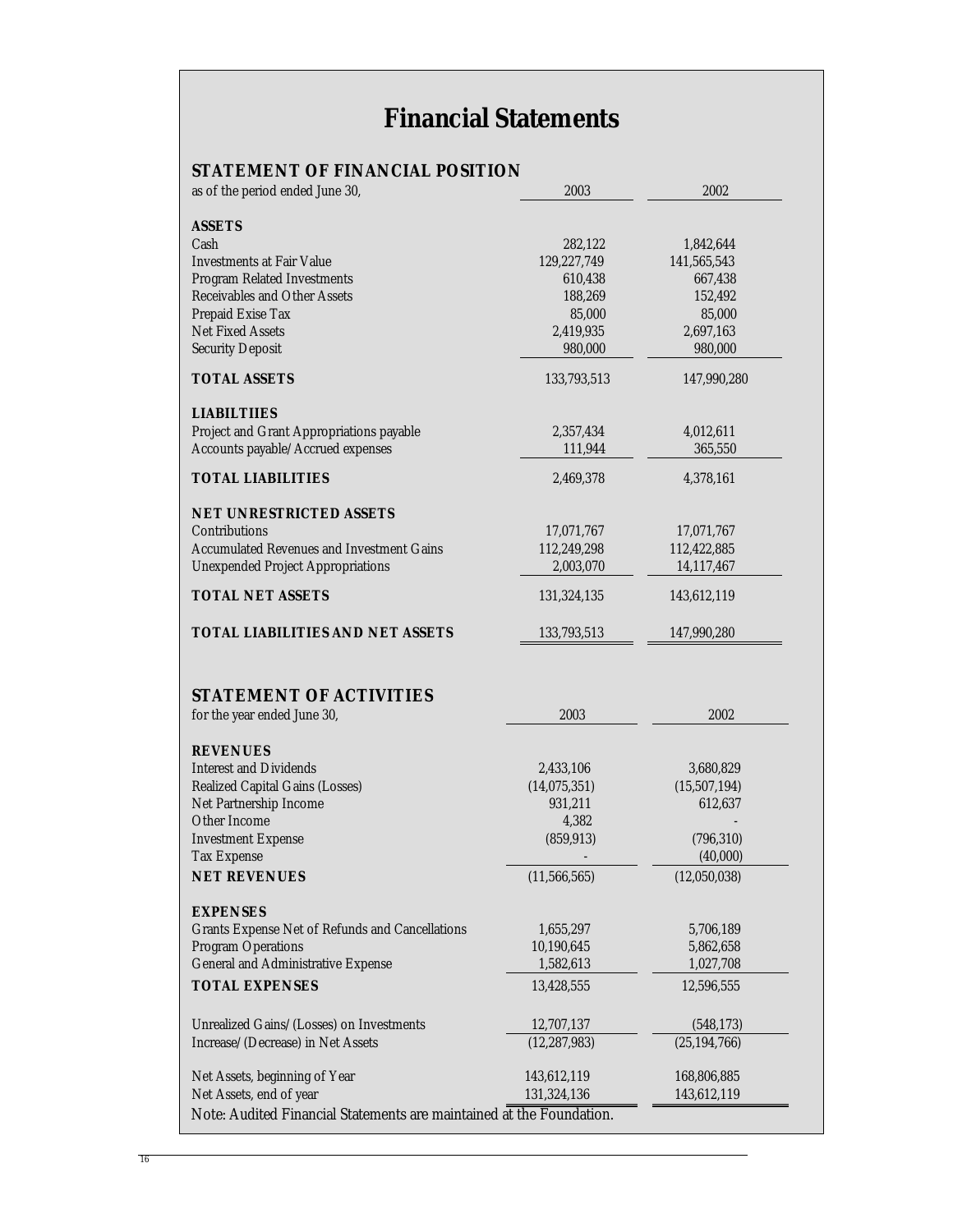# Financial Statements

## STATEMENT OF FINANCIAL POSITION

| as of the period ended June 30, | 2003 | 2002 |
|---|---|---|
| **ASSETS** | | |
| Cash | 282,122 | 1,842,644 |
| Investments at Fair Value | 129,227,749 | 141,565,543 |
| Program Related Investments | 610,438 | 667,438 |
| Receivables and Other Assets | 188,269 | 152,492 |
| Prepaid Exise Tax | 85,000 | 85,000 |
| Net Fixed Assets | 2,419,935 | 2,697,163 |
| Security Deposit | 980,000 | 980,000 |
| **TOTAL ASSETS** | 133,793,513 | 147,990,280 |
| **LIABILTIIES** | | |
| Project and Grant Appropriations payable | 2,357,434 | 4,012,611 |
| Accounts payable/Accrued expenses | 111,944 | 365,550 |
| **TOTAL LIABILITIES** | 2,469,378 | 4,378,161 |
| **NET UNRESTRICTED ASSETS** | | |
| Contributions | 17,071,767 | 17,071,767 |
| Accumulated Revenues and Investment Gains | 112,249,298 | 112,422,885 |
| Unexpended Project Appropriations | 2,003,070 | 14,117,467 |
| **TOTAL NET ASSETS** | 131,324,135 | 143,612,119 |
| **TOTAL LIABILITIES AND NET ASSETS** | 133,793,513 | 147,990,280 |

## STATEMENT OF ACTIVITIES

| for the year ended June 30, | 2003 | 2002 |
|---|---|---|
| **REVENUES** | | |
| Interest and Dividends | 2,433,106 | 3,680,829 |
| Realized Capital Gains (Losses) | (14,075,351) | (15,507,194) |
| Net Partnership Income | 931,211 | 612,637 |
| Other Income | 4,382 | - |
| Investment Expense | (859,913) | (796,310) |
| Tax Expense | - | (40,000) |
| **NET REVENUES** | (11,566,565) | (12,050,038) |
| **EXPENSES** | | |
| Grants Expense Net of Refunds and Cancellations | 1,655,297 | 5,706,189 |
| Program Operations | 10,190,645 | 5,862,658 |
| General and Administrative Expense | 1,582,613 | 1,027,708 |
| **TOTAL EXPENSES** | 13,428,555 | 12,596,555 |
| Unrealized Gains/(Losses) on Investments | 12,707,137 | (548,173) |
| Increase/(Decrease) in Net Assets | (12,287,983) | (25,194,766) |
| Net Assets, beginning of Year | 143,612,119 | 168,806,885 |
| Net Assets, end of year | 131,324,136 | 143,612,119 |

Note: Audited Financial Statements are maintained at the Foundation.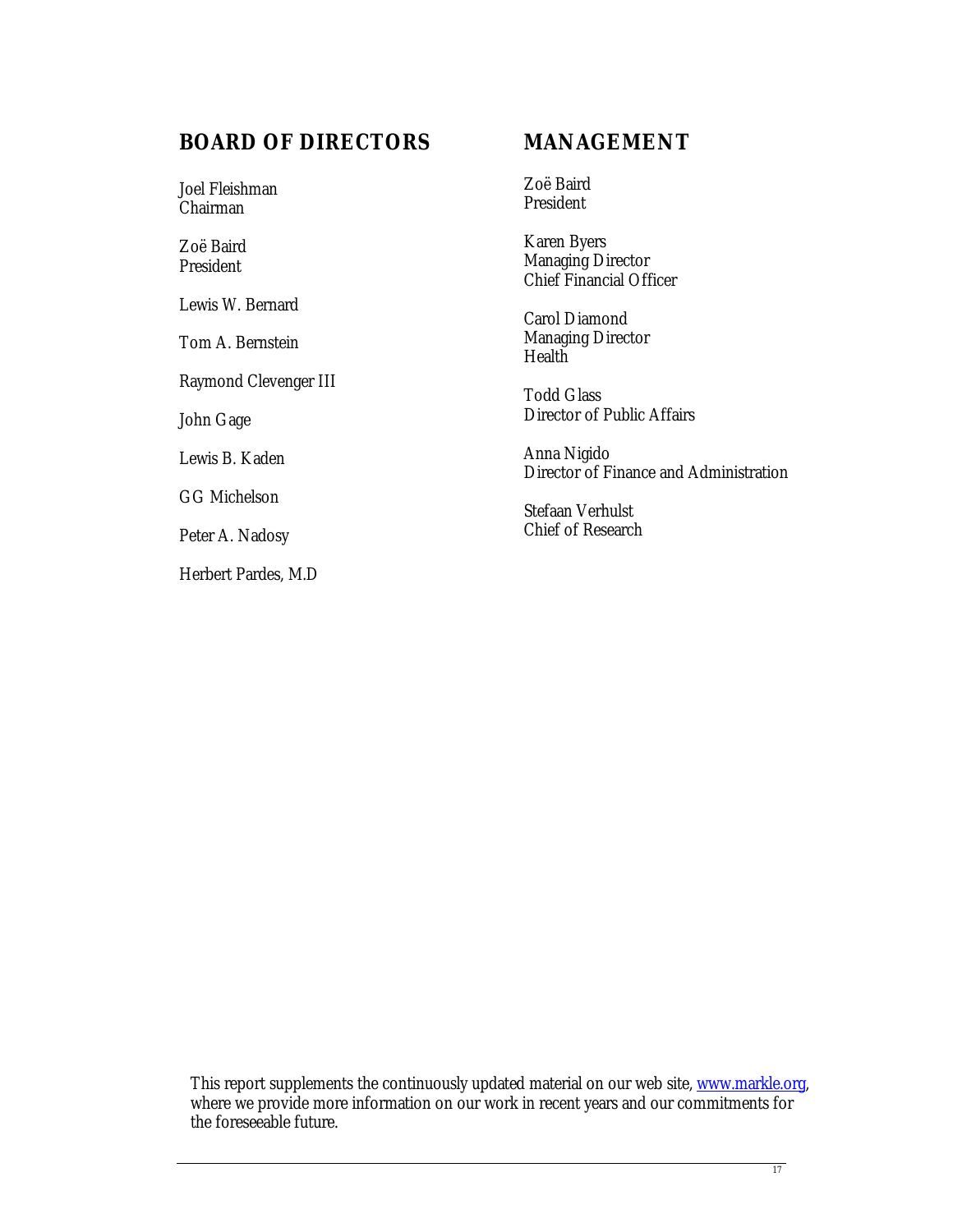## BOARD OF DIRECTORS

Joel Fleishman
Chairman

Zoë Baird
President

Lewis W. Bernard

Tom A. Bernstein

Raymond Clevenger III

John Gage

Lewis B. Kaden

GG Michelson

Peter A. Nadosy

Herbert Pardes, M.D

## MANAGEMENT

Zoë Baird
President

Karen Byers
Managing Director
Chief Financial Officer

Carol Diamond
Managing Director
Health

Todd Glass
Director of Public Affairs

Anna Nigido
Director of Finance and Administration

Stefaan Verhulst
Chief of Research

This report supplements the continuously updated material on our web site, [www.markle.org](http://www.markle.org), where we provide more information on our work in recent years and our commitments for the foreseeable future.